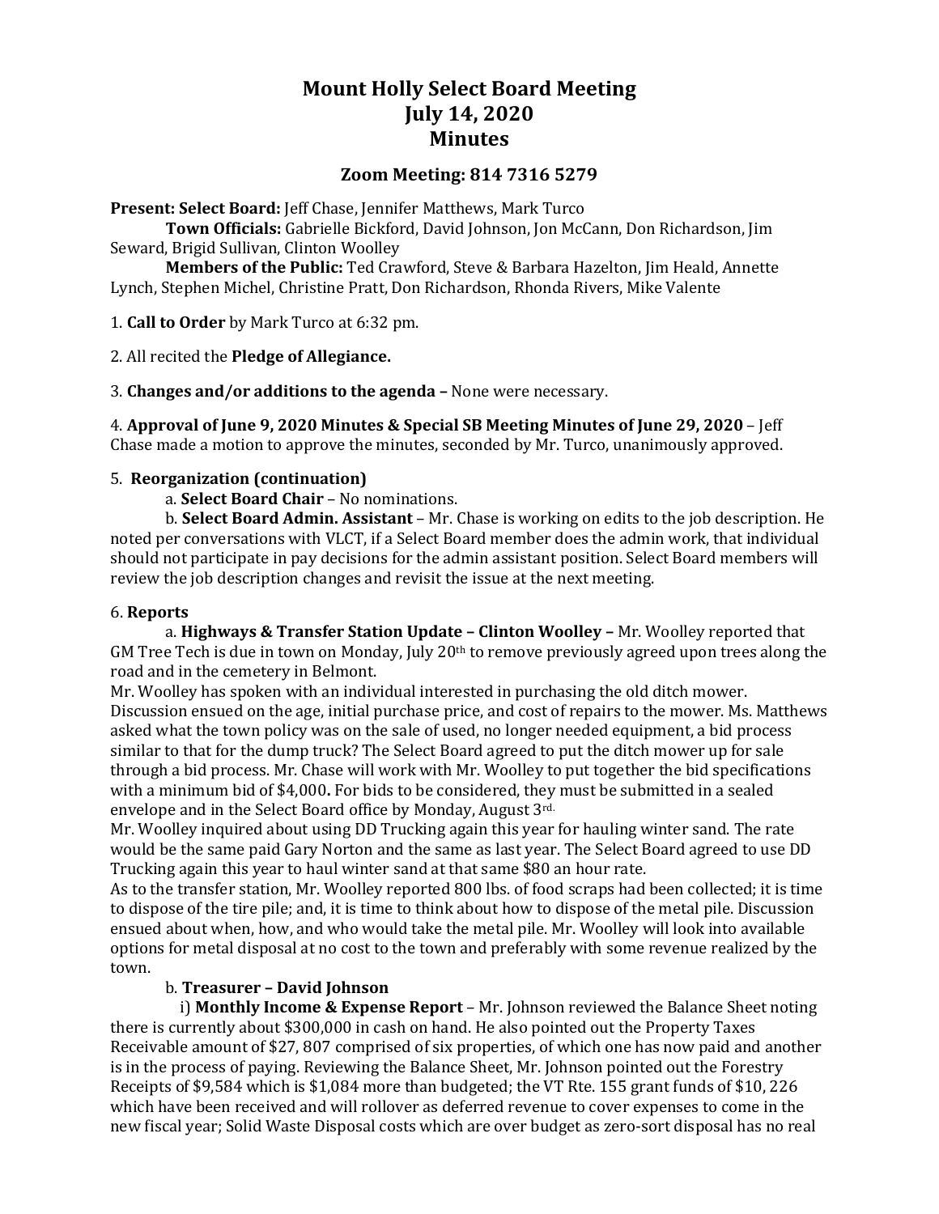# Mount Holly Select Board Meeting
# July 14, 2020
# Minutes

## Zoom Meeting: 814 7316 5279

**Present: Select Board:** Jeff Chase, Jennifer Matthews, Mark Turco
**Town Officials:** Gabrielle Bickford, David Johnson, Jon McCann, Don Richardson, Jim Seward, Brigid Sullivan, Clinton Woolley
**Members of the Public:** Ted Crawford, Steve & Barbara Hazelton, Jim Heald, Annette Lynch, Stephen Michel, Christine Pratt, Don Richardson, Rhonda Rivers, Mike Valente

1. **Call to Order** by Mark Turco at 6:32 pm.

2. All recited the **Pledge of Allegiance.**

3. **Changes and/or additions to the agenda –** None were necessary.

4. **Approval of June 9, 2020 Minutes & Special SB Meeting Minutes of June 29, 2020** – Jeff Chase made a motion to approve the minutes, seconded by Mr. Turco, unanimously approved.

5. **Reorganization (continuation)**

a. **Select Board Chair** – No nominations.

b. **Select Board Admin. Assistant** – Mr. Chase is working on edits to the job description. He noted per conversations with VLCT, if a Select Board member does the admin work, that individual should not participate in pay decisions for the admin assistant position. Select Board members will review the job description changes and revisit the issue at the next meeting.

6. **Reports**

a. **Highways & Transfer Station Update – Clinton Woolley –** Mr. Woolley reported that GM Tree Tech is due in town on Monday, July 20th to remove previously agreed upon trees along the road and in the cemetery in Belmont.

Mr. Woolley has spoken with an individual interested in purchasing the old ditch mower. Discussion ensued on the age, initial purchase price, and cost of repairs to the mower. Ms. Matthews asked what the town policy was on the sale of used, no longer needed equipment, a bid process similar to that for the dump truck? The Select Board agreed to put the ditch mower up for sale through a bid process. Mr. Chase will work with Mr. Woolley to put together the bid specifications with a minimum bid of $4,000**.** For bids to be considered, they must be submitted in a sealed envelope and in the Select Board office by Monday, August 3rd.

Mr. Woolley inquired about using DD Trucking again this year for hauling winter sand. The rate would be the same paid Gary Norton and the same as last year. The Select Board agreed to use DD Trucking again this year to haul winter sand at that same $80 an hour rate.

As to the transfer station, Mr. Woolley reported 800 lbs. of food scraps had been collected; it is time to dispose of the tire pile; and, it is time to think about how to dispose of the metal pile. Discussion ensued about when, how, and who would take the metal pile. Mr. Woolley will look into available options for metal disposal at no cost to the town and preferably with some revenue realized by the town.

b. **Treasurer – David Johnson**

i) **Monthly Income & Expense Report** – Mr. Johnson reviewed the Balance Sheet noting there is currently about $300,000 in cash on hand. He also pointed out the Property Taxes Receivable amount of $27, 807 comprised of six properties, of which one has now paid and another is in the process of paying. Reviewing the Balance Sheet, Mr. Johnson pointed out the Forestry Receipts of $9,584 which is $1,084 more than budgeted; the VT Rte. 155 grant funds of $10, 226 which have been received and will rollover as deferred revenue to cover expenses to come in the new fiscal year; Solid Waste Disposal costs which are over budget as zero-sort disposal has no real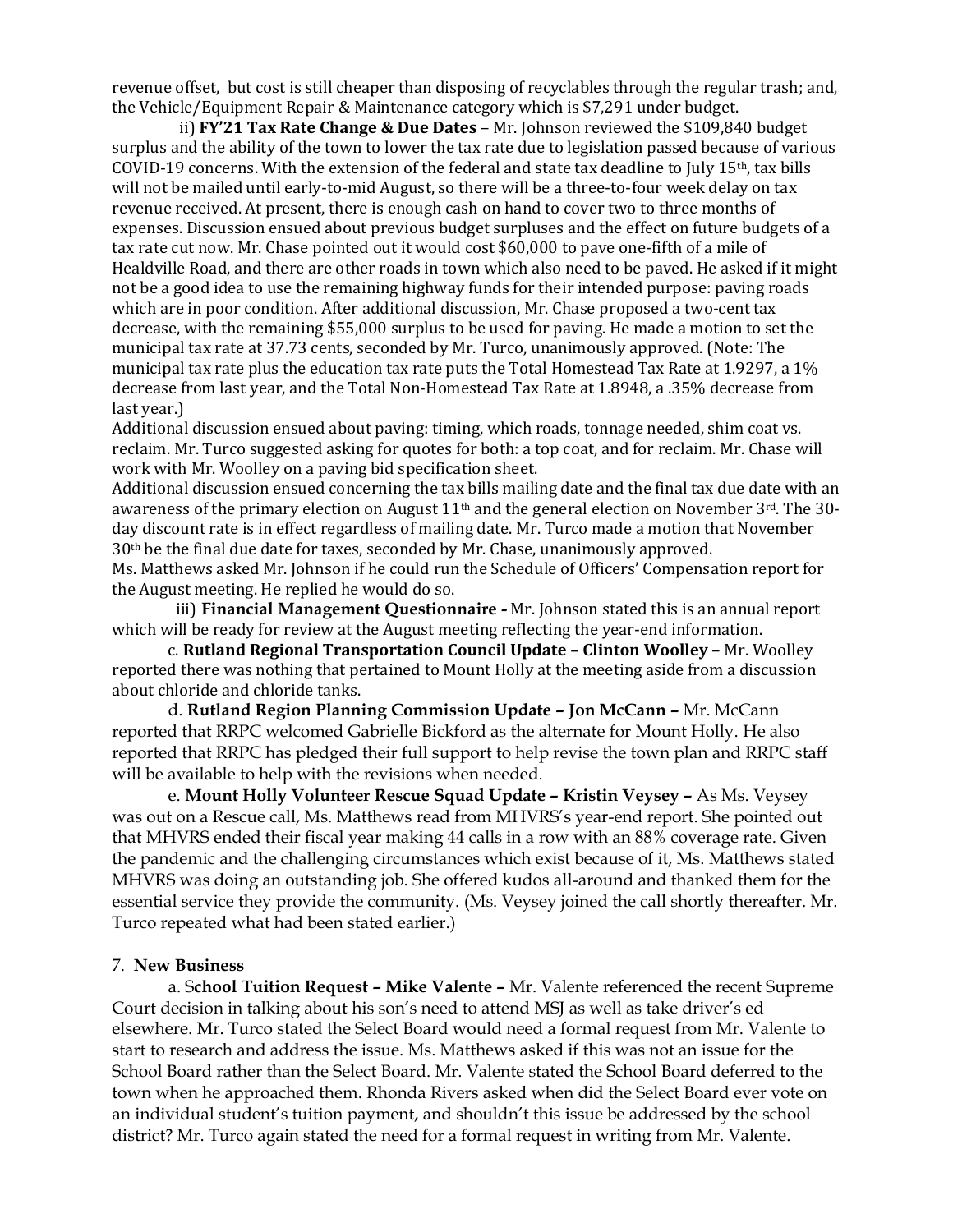revenue offset, but cost is still cheaper than disposing of recyclables through the regular trash; and, the Vehicle/Equipment Repair & Maintenance category which is $7,291 under budget.

ii) **FY'21 Tax Rate Change & Due Dates** – Mr. Johnson reviewed the $109,840 budget surplus and the ability of the town to lower the tax rate due to legislation passed because of various COVID-19 concerns. With the extension of the federal and state tax deadline to July 15th, tax bills will not be mailed until early-to-mid August, so there will be a three-to-four week delay on tax revenue received. At present, there is enough cash on hand to cover two to three months of expenses. Discussion ensued about previous budget surpluses and the effect on future budgets of a tax rate cut now. Mr. Chase pointed out it would cost $60,000 to pave one-fifth of a mile of Healdville Road, and there are other roads in town which also need to be paved. He asked if it might not be a good idea to use the remaining highway funds for their intended purpose: paving roads which are in poor condition. After additional discussion, Mr. Chase proposed a two-cent tax decrease, with the remaining $55,000 surplus to be used for paving. He made a motion to set the municipal tax rate at 37.73 cents, seconded by Mr. Turco, unanimously approved. (Note: The municipal tax rate plus the education tax rate puts the Total Homestead Tax Rate at 1.9297, a 1% decrease from last year, and the Total Non-Homestead Tax Rate at 1.8948, a .35% decrease from last year.)

Additional discussion ensued about paving: timing, which roads, tonnage needed, shim coat vs. reclaim. Mr. Turco suggested asking for quotes for both: a top coat, and for reclaim. Mr. Chase will work with Mr. Woolley on a paving bid specification sheet.

Additional discussion ensued concerning the tax bills mailing date and the final tax due date with an awareness of the primary election on August 11th and the general election on November 3rd. The 30-day discount rate is in effect regardless of mailing date. Mr. Turco made a motion that November 30th be the final due date for taxes, seconded by Mr. Chase, unanimously approved.

Ms. Matthews asked Mr. Johnson if he could run the Schedule of Officers' Compensation report for the August meeting. He replied he would do so.

iii) **Financial Management Questionnaire -** Mr. Johnson stated this is an annual report which will be ready for review at the August meeting reflecting the year-end information.

c. **Rutland Regional Transportation Council Update – Clinton Woolley** – Mr. Woolley reported there was nothing that pertained to Mount Holly at the meeting aside from a discussion about chloride and chloride tanks.

d. **Rutland Region Planning Commission Update – Jon McCann –** Mr. McCann reported that RRPC welcomed Gabrielle Bickford as the alternate for Mount Holly. He also reported that RRPC has pledged their full support to help revise the town plan and RRPC staff will be available to help with the revisions when needed.

e. **Mount Holly Volunteer Rescue Squad Update – Kristin Veysey –** As Ms. Veysey was out on a Rescue call, Ms. Matthews read from MHVRS's year-end report. She pointed out that MHVRS ended their fiscal year making 44 calls in a row with an 88% coverage rate. Given the pandemic and the challenging circumstances which exist because of it, Ms. Matthews stated MHVRS was doing an outstanding job. She offered kudos all-around and thanked them for the essential service they provide the community. (Ms. Veysey joined the call shortly thereafter. Mr. Turco repeated what had been stated earlier.)

7. **New Business**

a. **School Tuition Request – Mike Valente –** Mr. Valente referenced the recent Supreme Court decision in talking about his son's need to attend MSJ as well as take driver's ed elsewhere. Mr. Turco stated the Select Board would need a formal request from Mr. Valente to start to research and address the issue. Ms. Matthews asked if this was not an issue for the School Board rather than the Select Board. Mr. Valente stated the School Board deferred to the town when he approached them. Rhonda Rivers asked when did the Select Board ever vote on an individual student's tuition payment, and shouldn't this issue be addressed by the school district? Mr. Turco again stated the need for a formal request in writing from Mr. Valente.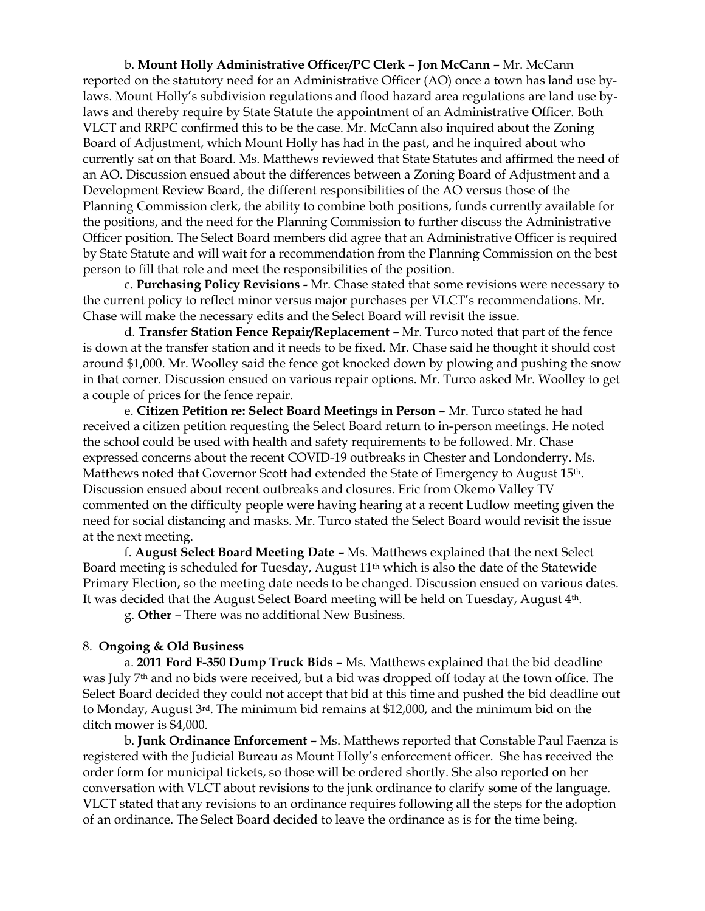b. **Mount Holly Administrative Officer/PC Clerk – Jon McCann –** Mr. McCann reported on the statutory need for an Administrative Officer (AO) once a town has land use by-laws. Mount Holly's subdivision regulations and flood hazard area regulations are land use by-laws and thereby require by State Statute the appointment of an Administrative Officer. Both VLCT and RRPC confirmed this to be the case. Mr. McCann also inquired about the Zoning Board of Adjustment, which Mount Holly has had in the past, and he inquired about who currently sat on that Board. Ms. Matthews reviewed that State Statutes and affirmed the need of an AO. Discussion ensued about the differences between a Zoning Board of Adjustment and a Development Review Board, the different responsibilities of the AO versus those of the Planning Commission clerk, the ability to combine both positions, funds currently available for the positions, and the need for the Planning Commission to further discuss the Administrative Officer position. The Select Board members did agree that an Administrative Officer is required by State Statute and will wait for a recommendation from the Planning Commission on the best person to fill that role and meet the responsibilities of the position.

c. **Purchasing Policy Revisions -** Mr. Chase stated that some revisions were necessary to the current policy to reflect minor versus major purchases per VLCT's recommendations. Mr. Chase will make the necessary edits and the Select Board will revisit the issue.

d. **Transfer Station Fence Repair/Replacement –** Mr. Turco noted that part of the fence is down at the transfer station and it needs to be fixed. Mr. Chase said he thought it should cost around $1,000. Mr. Woolley said the fence got knocked down by plowing and pushing the snow in that corner. Discussion ensued on various repair options. Mr. Turco asked Mr. Woolley to get a couple of prices for the fence repair.

e. **Citizen Petition re: Select Board Meetings in Person –** Mr. Turco stated he had received a citizen petition requesting the Select Board return to in-person meetings. He noted the school could be used with health and safety requirements to be followed. Mr. Chase expressed concerns about the recent COVID-19 outbreaks in Chester and Londonderry. Ms. Matthews noted that Governor Scott had extended the State of Emergency to August 15th. Discussion ensued about recent outbreaks and closures. Eric from Okemo Valley TV commented on the difficulty people were having hearing at a recent Ludlow meeting given the need for social distancing and masks. Mr. Turco stated the Select Board would revisit the issue at the next meeting.

f. **August Select Board Meeting Date –** Ms. Matthews explained that the next Select Board meeting is scheduled for Tuesday, August 11th which is also the date of the Statewide Primary Election, so the meeting date needs to be changed. Discussion ensued on various dates. It was decided that the August Select Board meeting will be held on Tuesday, August 4th.

g. **Other** – There was no additional New Business.

8. **Ongoing & Old Business**

a. **2011 Ford F-350 Dump Truck Bids –** Ms. Matthews explained that the bid deadline was July 7th and no bids were received, but a bid was dropped off today at the town office. The Select Board decided they could not accept that bid at this time and pushed the bid deadline out to Monday, August 3rd. The minimum bid remains at $12,000, and the minimum bid on the ditch mower is $4,000.

b. **Junk Ordinance Enforcement –** Ms. Matthews reported that Constable Paul Faenza is registered with the Judicial Bureau as Mount Holly's enforcement officer. She has received the order form for municipal tickets, so those will be ordered shortly. She also reported on her conversation with VLCT about revisions to the junk ordinance to clarify some of the language. VLCT stated that any revisions to an ordinance requires following all the steps for the adoption of an ordinance. The Select Board decided to leave the ordinance as is for the time being.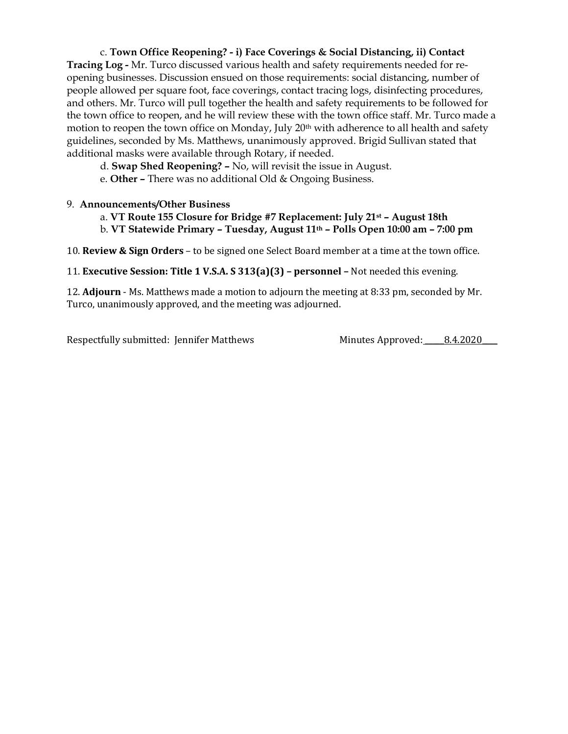c. **Town Office Reopening? - i) Face Coverings & Social Distancing, ii) Contact Tracing Log -** Mr. Turco discussed various health and safety requirements needed for re-opening businesses. Discussion ensued on those requirements: social distancing, number of people allowed per square foot, face coverings, contact tracing logs, disinfecting procedures, and others. Mr. Turco will pull together the health and safety requirements to be followed for the town office to reopen, and he will review these with the town office staff. Mr. Turco made a motion to reopen the town office on Monday, July 20th with adherence to all health and safety guidelines, seconded by Ms. Matthews, unanimously approved. Brigid Sullivan stated that additional masks were available through Rotary, if needed.

d. **Swap Shed Reopening? –** No, will revisit the issue in August.

e. **Other –** There was no additional Old & Ongoing Business.

9. **Announcements/Other Business**

a. **VT Route 155 Closure for Bridge #7 Replacement: July 21st – August 18th**

b. **VT Statewide Primary – Tuesday, August 11th – Polls Open 10:00 am – 7:00 pm**

10. **Review & Sign Orders** – to be signed one Select Board member at a time at the town office.

11. **Executive Session: Title 1 V.S.A. S 313(a)(3) – personnel –** Not needed this evening.

12. **Adjourn** - Ms. Matthews made a motion to adjourn the meeting at 8:33 pm, seconded by Mr. Turco, unanimously approved, and the meeting was adjourned.

Respectfully submitted: Jennifer Matthews

Minutes Approved: 8.4.2020